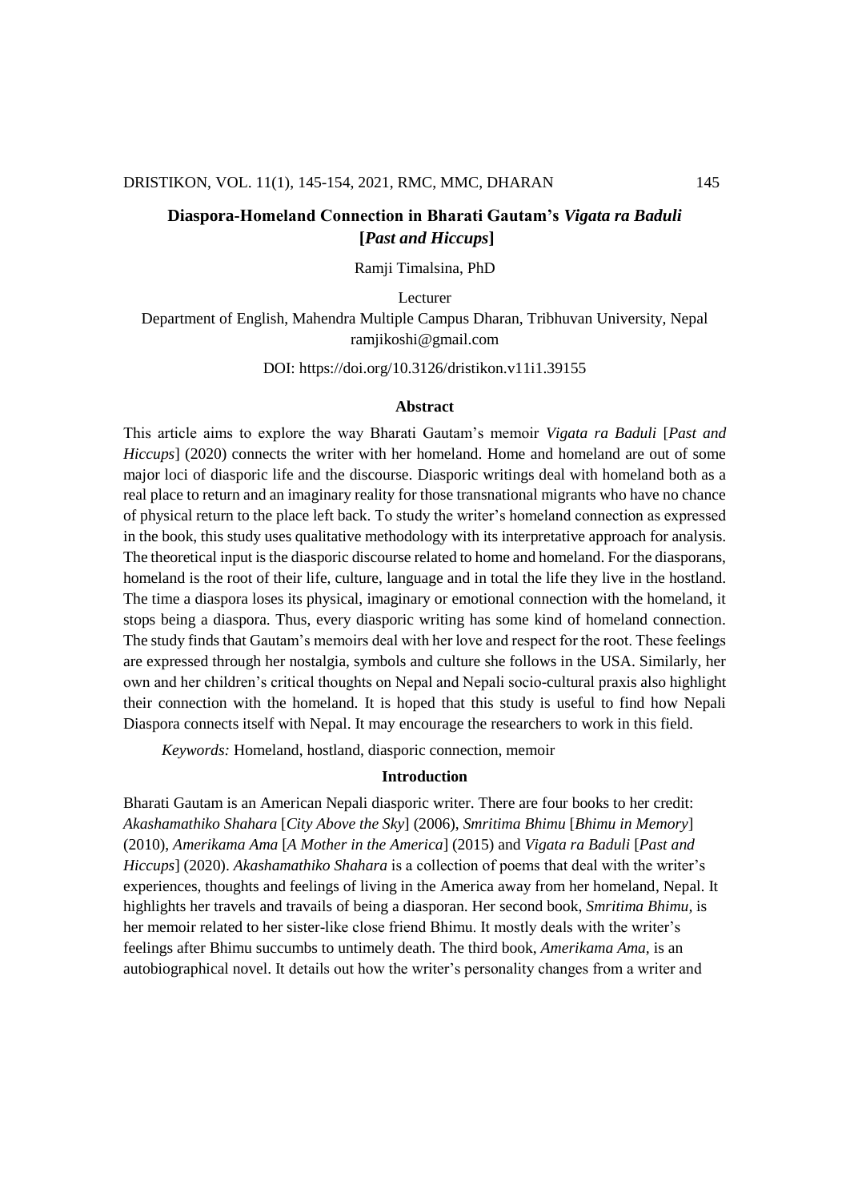# Diaspora-Homeland Connection in Bharati Gautam's *Vigata ra Baduli* [*Past and Hiccups*]

Ramji Timalsina, PhD

Lecturer

Department of English, Mahendra Multiple Campus Dharan, Tribhuvan University, Nepal
ramjikoshi@gmail.com

DOI: https://doi.org/10.3126/dristikon.v11i1.39155

## Abstract

This article aims to explore the way Bharati Gautam's memoir *Vigata ra Baduli* [*Past and Hiccups*] (2020) connects the writer with her homeland. Home and homeland are out of some major loci of diasporic life and the discourse. Diasporic writings deal with homeland both as a real place to return and an imaginary reality for those transnational migrants who have no chance of physical return to the place left back. To study the writer's homeland connection as expressed in the book, this study uses qualitative methodology with its interpretative approach for analysis. The theoretical input is the diasporic discourse related to home and homeland. For the diasporans, homeland is the root of their life, culture, language and in total the life they live in the hostland. The time a diaspora loses its physical, imaginary or emotional connection with the homeland, it stops being a diaspora. Thus, every diasporic writing has some kind of homeland connection. The study finds that Gautam's memoirs deal with her love and respect for the root. These feelings are expressed through her nostalgia, symbols and culture she follows in the USA. Similarly, her own and her children's critical thoughts on Nepal and Nepali socio-cultural praxis also highlight their connection with the homeland. It is hoped that this study is useful to find how Nepali Diaspora connects itself with Nepal. It may encourage the researchers to work in this field.

*Keywords:* Homeland, hostland, diasporic connection, memoir

## Introduction

Bharati Gautam is an American Nepali diasporic writer. There are four books to her credit: *Akashamathiko Shahara* [*City Above the Sky*] (2006), *Smritima Bhimu* [*Bhimu in Memory*] (2010), *Amerikama Ama* [*A Mother in the America*] (2015) and *Vigata ra Baduli* [*Past and Hiccups*] (2020). *Akashamathiko Shahara* is a collection of poems that deal with the writer's experiences, thoughts and feelings of living in the America away from her homeland, Nepal. It highlights her travels and travails of being a diasporan. Her second book, *Smritima Bhimu,* is her memoir related to her sister-like close friend Bhimu. It mostly deals with the writer's feelings after Bhimu succumbs to untimely death. The third book, *Amerikama Ama,* is an autobiographical novel. It details out how the writer's personality changes from a writer and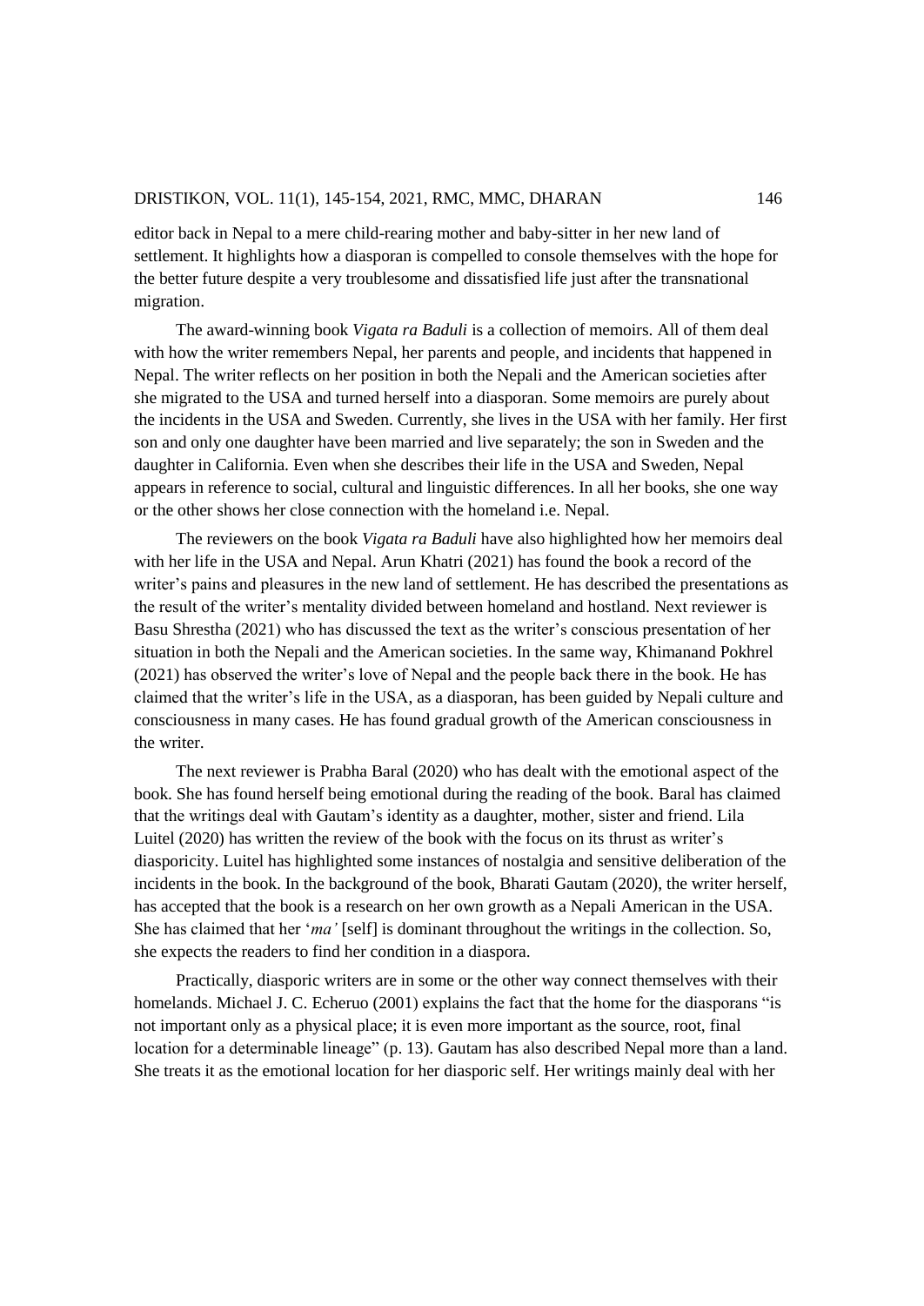editor back in Nepal to a mere child-rearing mother and baby-sitter in her new land of settlement. It highlights how a diasporan is compelled to console themselves with the hope for the better future despite a very troublesome and dissatisfied life just after the transnational migration.

The award-winning book *Vigata ra Baduli* is a collection of memoirs. All of them deal with how the writer remembers Nepal, her parents and people, and incidents that happened in Nepal. The writer reflects on her position in both the Nepali and the American societies after she migrated to the USA and turned herself into a diasporan. Some memoirs are purely about the incidents in the USA and Sweden. Currently, she lives in the USA with her family. Her first son and only one daughter have been married and live separately; the son in Sweden and the daughter in California. Even when she describes their life in the USA and Sweden, Nepal appears in reference to social, cultural and linguistic differences. In all her books, she one way or the other shows her close connection with the homeland i.e. Nepal.

The reviewers on the book *Vigata ra Baduli* have also highlighted how her memoirs deal with her life in the USA and Nepal. Arun Khatri (2021) has found the book a record of the writer's pains and pleasures in the new land of settlement. He has described the presentations as the result of the writer's mentality divided between homeland and hostland. Next reviewer is Basu Shrestha (2021) who has discussed the text as the writer's conscious presentation of her situation in both the Nepali and the American societies. In the same way, Khimanand Pokhrel (2021) has observed the writer's love of Nepal and the people back there in the book. He has claimed that the writer's life in the USA, as a diasporan, has been guided by Nepali culture and consciousness in many cases. He has found gradual growth of the American consciousness in the writer.

The next reviewer is Prabha Baral (2020) who has dealt with the emotional aspect of the book. She has found herself being emotional during the reading of the book. Baral has claimed that the writings deal with Gautam's identity as a daughter, mother, sister and friend. Lila Luitel (2020) has written the review of the book with the focus on its thrust as writer's diasporicity. Luitel has highlighted some instances of nostalgia and sensitive deliberation of the incidents in the book. In the background of the book, Bharati Gautam (2020), the writer herself, has accepted that the book is a research on her own growth as a Nepali American in the USA. She has claimed that her '*ma'* [self] is dominant throughout the writings in the collection. So, she expects the readers to find her condition in a diaspora.

Practically, diasporic writers are in some or the other way connect themselves with their homelands. Michael J. C. Echeruo (2001) explains the fact that the home for the diasporans "is not important only as a physical place; it is even more important as the source, root, final location for a determinable lineage" (p. 13). Gautam has also described Nepal more than a land. She treats it as the emotional location for her diasporic self. Her writings mainly deal with her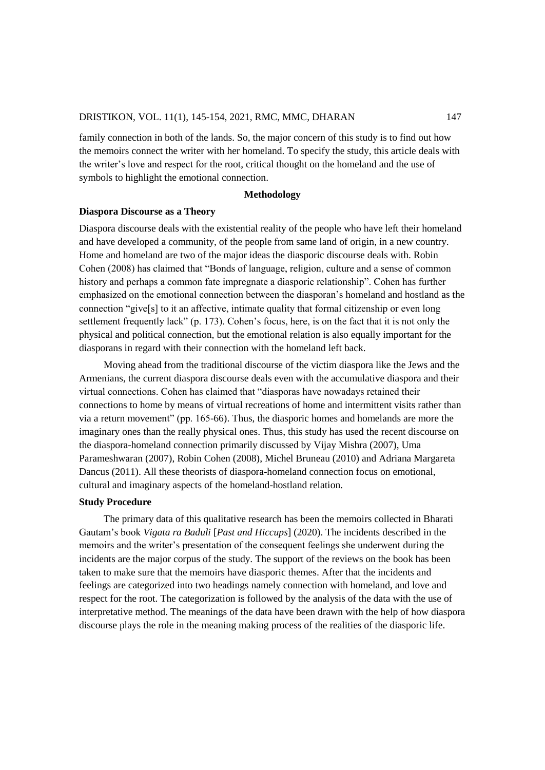family connection in both of the lands. So, the major concern of this study is to find out how the memoirs connect the writer with her homeland. To specify the study, this article deals with the writer's love and respect for the root, critical thought on the homeland and the use of symbols to highlight the emotional connection.

## Methodology

### Diaspora Discourse as a Theory

Diaspora discourse deals with the existential reality of the people who have left their homeland and have developed a community, of the people from same land of origin, in a new country. Home and homeland are two of the major ideas the diasporic discourse deals with. Robin Cohen (2008) has claimed that "Bonds of language, religion, culture and a sense of common history and perhaps a common fate impregnate a diasporic relationship". Cohen has further emphasized on the emotional connection between the diasporan's homeland and hostland as the connection "give[s] to it an affective, intimate quality that formal citizenship or even long settlement frequently lack" (p. 173). Cohen's focus, here, is on the fact that it is not only the physical and political connection, but the emotional relation is also equally important for the diasporans in regard with their connection with the homeland left back.

Moving ahead from the traditional discourse of the victim diaspora like the Jews and the Armenians, the current diaspora discourse deals even with the accumulative diaspora and their virtual connections. Cohen has claimed that "diasporas have nowadays retained their connections to home by means of virtual recreations of home and intermittent visits rather than via a return movement" (pp. 165-66). Thus, the diasporic homes and homelands are more the imaginary ones than the really physical ones. Thus, this study has used the recent discourse on the diaspora-homeland connection primarily discussed by Vijay Mishra (2007), Uma Parameshwaran (2007), Robin Cohen (2008), Michel Bruneau (2010) and Adriana Margareta Dancus (2011). All these theorists of diaspora-homeland connection focus on emotional, cultural and imaginary aspects of the homeland-hostland relation.

### Study Procedure

The primary data of this qualitative research has been the memoirs collected in Bharati Gautam's book *Vigata ra Baduli* [*Past and Hiccups*] (2020). The incidents described in the memoirs and the writer's presentation of the consequent feelings she underwent during the incidents are the major corpus of the study. The support of the reviews on the book has been taken to make sure that the memoirs have diasporic themes. After that the incidents and feelings are categorized into two headings namely connection with homeland, and love and respect for the root. The categorization is followed by the analysis of the data with the use of interpretative method. The meanings of the data have been drawn with the help of how diaspora discourse plays the role in the meaning making process of the realities of the diasporic life.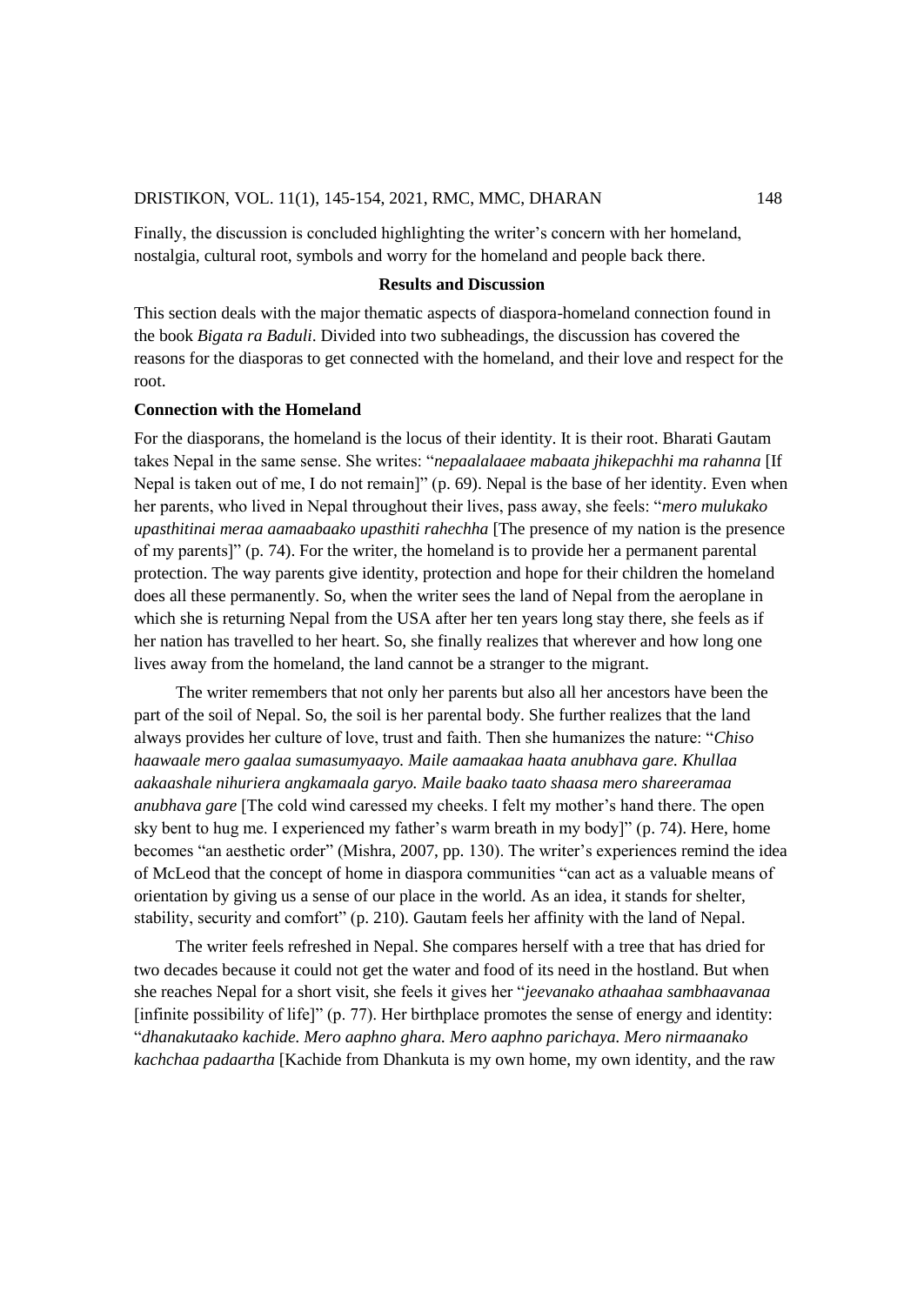Finally, the discussion is concluded highlighting the writer's concern with her homeland, nostalgia, cultural root, symbols and worry for the homeland and people back there.

## Results and Discussion

This section deals with the major thematic aspects of diaspora-homeland connection found in the book *Bigata ra Baduli*. Divided into two subheadings, the discussion has covered the reasons for the diasporas to get connected with the homeland, and their love and respect for the root.

### Connection with the Homeland

For the diasporans, the homeland is the locus of their identity. It is their root. Bharati Gautam takes Nepal in the same sense. She writes: "*nepaalalaaee mabaata jhikepachhi ma rahanna* [If Nepal is taken out of me, I do not remain]" (p. 69). Nepal is the base of her identity. Even when her parents, who lived in Nepal throughout their lives, pass away, she feels: "*mero mulukako upasthitinai meraa aamaabaako upasthiti rahechha* [The presence of my nation is the presence of my parents]" (p. 74). For the writer, the homeland is to provide her a permanent parental protection. The way parents give identity, protection and hope for their children the homeland does all these permanently. So, when the writer sees the land of Nepal from the aeroplane in which she is returning Nepal from the USA after her ten years long stay there, she feels as if her nation has travelled to her heart. So, she finally realizes that wherever and how long one lives away from the homeland, the land cannot be a stranger to the migrant.

The writer remembers that not only her parents but also all her ancestors have been the part of the soil of Nepal. So, the soil is her parental body. She further realizes that the land always provides her culture of love, trust and faith. Then she humanizes the nature: "*Chiso haawaale mero gaalaa sumasumyaayo. Maile aamaakaa haata anubhava gare. Khullaa aakaashale nihuriera angkamaala garyo. Maile baako taato shaasa mero shareeramaa anubhava gare* [The cold wind caressed my cheeks. I felt my mother's hand there. The open sky bent to hug me. I experienced my father's warm breath in my body]" (p. 74). Here, home becomes "an aesthetic order" (Mishra, 2007, pp. 130). The writer's experiences remind the idea of McLeod that the concept of home in diaspora communities "can act as a valuable means of orientation by giving us a sense of our place in the world. As an idea, it stands for shelter, stability, security and comfort" (p. 210). Gautam feels her affinity with the land of Nepal.

The writer feels refreshed in Nepal. She compares herself with a tree that has dried for two decades because it could not get the water and food of its need in the hostland. But when she reaches Nepal for a short visit, she feels it gives her "*jeevanako athaahaa sambhaavanaa* [infinite possibility of life]" (p. 77). Her birthplace promotes the sense of energy and identity: "*dhanakutaako kachide. Mero aaphno ghara. Mero aaphno parichaya. Mero nirmaanako kachchaa padaartha* [Kachide from Dhankuta is my own home, my own identity, and the raw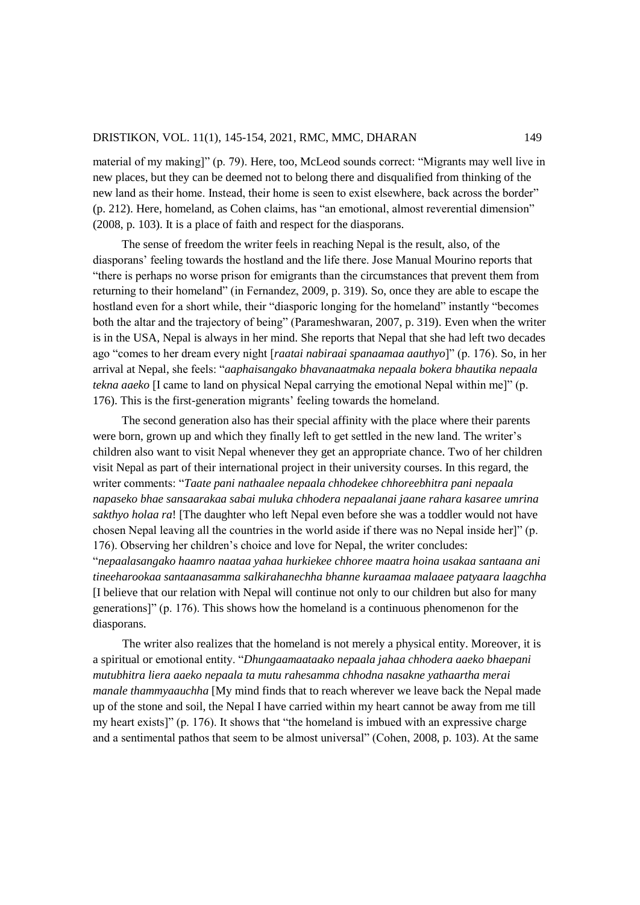material of my making]" (p. 79). Here, too, McLeod sounds correct: "Migrants may well live in new places, but they can be deemed not to belong there and disqualified from thinking of the new land as their home. Instead, their home is seen to exist elsewhere, back across the border" (p. 212). Here, homeland, as Cohen claims, has "an emotional, almost reverential dimension" (2008, p. 103). It is a place of faith and respect for the diasporans.

The sense of freedom the writer feels in reaching Nepal is the result, also, of the diasporans' feeling towards the hostland and the life there. Jose Manual Mourino reports that "there is perhaps no worse prison for emigrants than the circumstances that prevent them from returning to their homeland" (in Fernandez, 2009, p. 319). So, once they are able to escape the hostland even for a short while, their "diasporic longing for the homeland" instantly "becomes both the altar and the trajectory of being" (Parameshwaran, 2007, p. 319). Even when the writer is in the USA, Nepal is always in her mind. She reports that Nepal that she had left two decades ago "comes to her dream every night [*raatai nabiraai spanaamaa aauthyo*]" (p. 176). So, in her arrival at Nepal, she feels: "*aaphaisangako bhavanaatmaka nepaala bokera bhautika nepaala tekna aaeko* [I came to land on physical Nepal carrying the emotional Nepal within me]" (p. 176). This is the first-generation migrants' feeling towards the homeland.

The second generation also has their special affinity with the place where their parents were born, grown up and which they finally left to get settled in the new land. The writer's children also want to visit Nepal whenever they get an appropriate chance. Two of her children visit Nepal as part of their international project in their university courses. In this regard, the writer comments: "*Taate pani nathaalee nepaala chhodekee chhoreebhitra pani nepaala napaseko bhae sansaarakaa sabai muluka chhodera nepaalanai jaane rahara kasaree umrina sakthyo holaa ra*! [The daughter who left Nepal even before she was a toddler would not have chosen Nepal leaving all the countries in the world aside if there was no Nepal inside her]" (p. 176). Observing her children's choice and love for Nepal, the writer concludes: "*nepaalasangako haamro naataa yahaa hurkiekee chhoree maatra hoina usakaa santaana ani tineeharookaa santaanasamma salkirahanechha bhanne kuraamaa malaaee patyaara laagchha* [I believe that our relation with Nepal will continue not only to our children but also for many generations]" (p. 176). This shows how the homeland is a continuous phenomenon for the diasporans.

The writer also realizes that the homeland is not merely a physical entity. Moreover, it is a spiritual or emotional entity. "*Dhungaamaataako nepaala jahaa chhodera aaeko bhaepani mutubhitra liera aaeko nepaala ta mutu rahesamma chhodna nasakne yathaartha merai manale thammyaauchha* [My mind finds that to reach wherever we leave back the Nepal made up of the stone and soil, the Nepal I have carried within my heart cannot be away from me till my heart exists]" (p. 176). It shows that "the homeland is imbued with an expressive charge and a sentimental pathos that seem to be almost universal" (Cohen, 2008, p. 103). At the same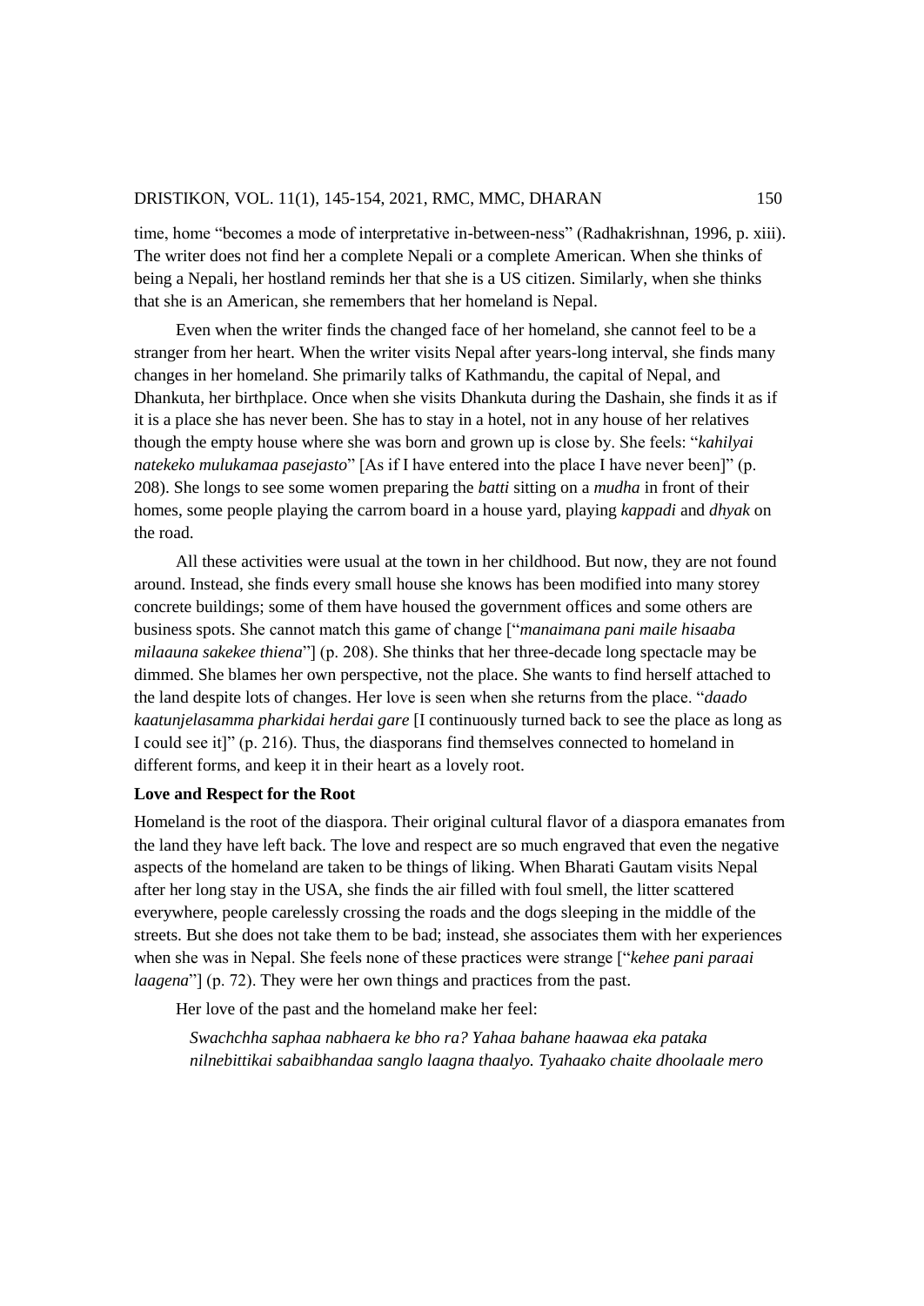time, home "becomes a mode of interpretative in-between-ness" (Radhakrishnan, 1996, p. xiii). The writer does not find her a complete Nepali or a complete American. When she thinks of being a Nepali, her hostland reminds her that she is a US citizen. Similarly, when she thinks that she is an American, she remembers that her homeland is Nepal.

Even when the writer finds the changed face of her homeland, she cannot feel to be a stranger from her heart. When the writer visits Nepal after years-long interval, she finds many changes in her homeland. She primarily talks of Kathmandu, the capital of Nepal, and Dhankuta, her birthplace. Once when she visits Dhankuta during the Dashain, she finds it as if it is a place she has never been. She has to stay in a hotel, not in any house of her relatives though the empty house where she was born and grown up is close by. She feels: "*kahilyai natekeko mulukamaa pasejasto*" [As if I have entered into the place I have never been]" (p. 208). She longs to see some women preparing the *batti* sitting on a *mudha* in front of their homes, some people playing the carrom board in a house yard, playing *kappadi* and *dhyak* on the road.

All these activities were usual at the town in her childhood. But now, they are not found around. Instead, she finds every small house she knows has been modified into many storey concrete buildings; some of them have housed the government offices and some others are business spots. She cannot match this game of change ["*manaimana pani maile hisaaba milaauna sakekee thiena*"] (p. 208). She thinks that her three-decade long spectacle may be dimmed. She blames her own perspective, not the place. She wants to find herself attached to the land despite lots of changes. Her love is seen when she returns from the place. "*daado kaatunjelasamma pharkidai herdai gare* [I continuously turned back to see the place as long as I could see it]" (p. 216). Thus, the diasporans find themselves connected to homeland in different forms, and keep it in their heart as a lovely root.

**Love and Respect for the Root**

Homeland is the root of the diaspora. Their original cultural flavor of a diaspora emanates from the land they have left back. The love and respect are so much engraved that even the negative aspects of the homeland are taken to be things of liking. When Bharati Gautam visits Nepal after her long stay in the USA, she finds the air filled with foul smell, the litter scattered everywhere, people carelessly crossing the roads and the dogs sleeping in the middle of the streets. But she does not take them to be bad; instead, she associates them with her experiences when she was in Nepal. She feels none of these practices were strange ["*kehee pani paraai laagena*"] (p. 72). They were her own things and practices from the past.

Her love of the past and the homeland make her feel:

> *Swachchha saphaa nabhaera ke bho ra? Yahaa bahane haawaa eka pataka nilnebittikai sabaibhandaa sanglo laagna thaalyo. Tyahaako chaite dhoolaale mero*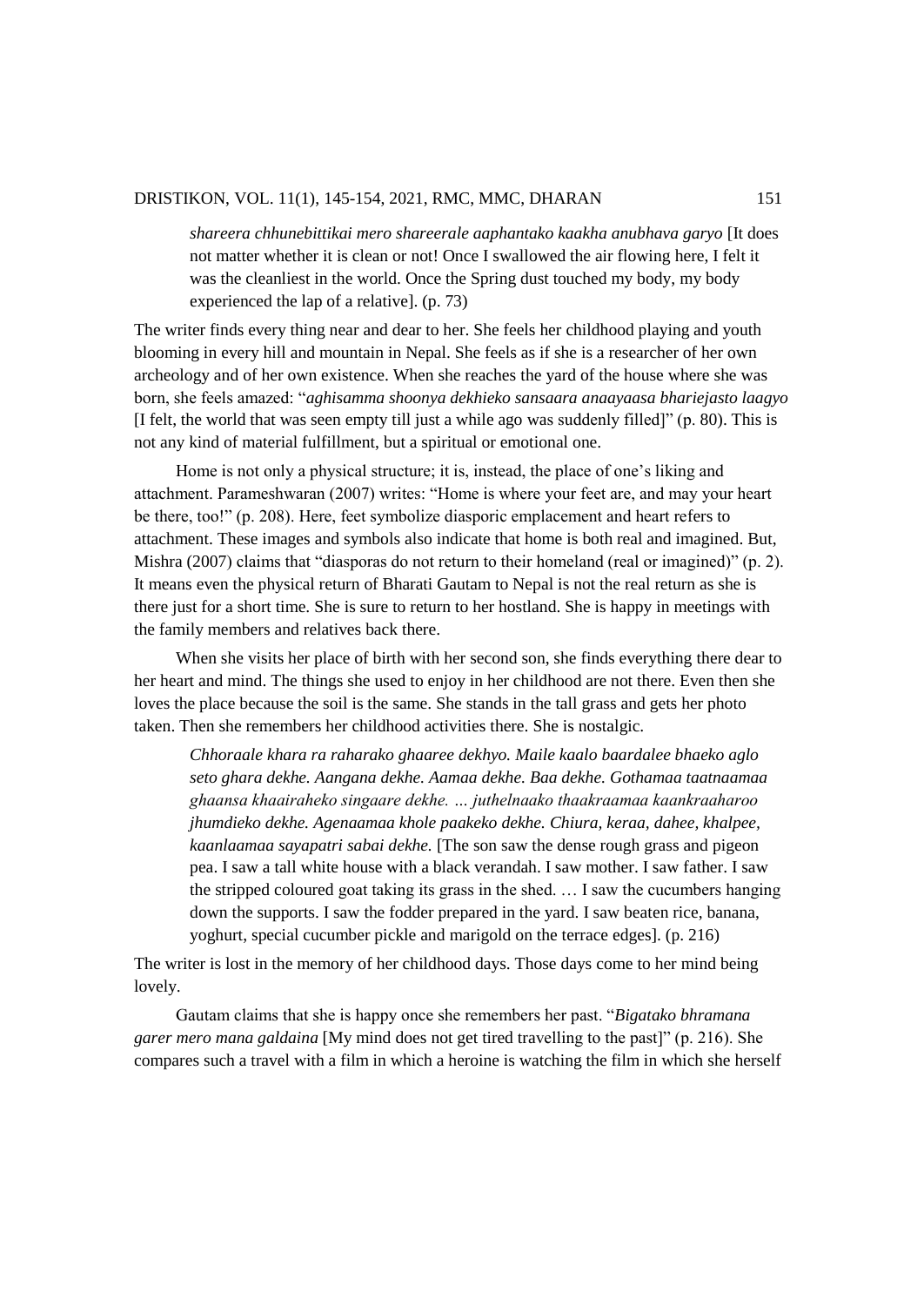> *shareera chhunebittikai mero shareerale aaphantako kaakha anubhava garyo* [It does not matter whether it is clean or not! Once I swallowed the air flowing here, I felt it was the cleanliest in the world. Once the Spring dust touched my body, my body experienced the lap of a relative]. (p. 73)

The writer finds every thing near and dear to her. She feels her childhood playing and youth blooming in every hill and mountain in Nepal. She feels as if she is a researcher of her own archeology and of her own existence. When she reaches the yard of the house where she was born, she feels amazed: "*aghisamma shoonya dekhieko sansaara anaayaasa bhariejasto laagyo* [I felt, the world that was seen empty till just a while ago was suddenly filled]" (p. 80). This is not any kind of material fulfillment, but a spiritual or emotional one.

Home is not only a physical structure; it is, instead, the place of one's liking and attachment. Parameshwaran (2007) writes: "Home is where your feet are, and may your heart be there, too!" (p. 208). Here, feet symbolize diasporic emplacement and heart refers to attachment. These images and symbols also indicate that home is both real and imagined. But, Mishra (2007) claims that "diasporas do not return to their homeland (real or imagined)" (p. 2). It means even the physical return of Bharati Gautam to Nepal is not the real return as she is there just for a short time. She is sure to return to her hostland. She is happy in meetings with the family members and relatives back there.

When she visits her place of birth with her second son, she finds everything there dear to her heart and mind. The things she used to enjoy in her childhood are not there. Even then she loves the place because the soil is the same. She stands in the tall grass and gets her photo taken. Then she remembers her childhood activities there. She is nostalgic.

> *Chhoraale khara ra raharako ghaaree dekhyo. Maile kaalo baardalee bhaeko aglo seto ghara dekhe. Aangana dekhe. Aamaa dekhe. Baa dekhe. Gothamaa taatnaamaa ghaansa khaairaheko singaare dekhe. … juthelnaako thaakraamaa kaankraaharoo jhumdieko dekhe. Agenaamaa khole paakeko dekhe. Chiura, keraa, dahee, khalpee, kaanlaamaa sayapatri sabai dekhe.* [The son saw the dense rough grass and pigeon pea. I saw a tall white house with a black verandah. I saw mother. I saw father. I saw the stripped coloured goat taking its grass in the shed. … I saw the cucumbers hanging down the supports. I saw the fodder prepared in the yard. I saw beaten rice, banana, yoghurt, special cucumber pickle and marigold on the terrace edges]. (p. 216)

The writer is lost in the memory of her childhood days. Those days come to her mind being lovely.

Gautam claims that she is happy once she remembers her past. "*Bigatako bhramana garer mero mana galdaina* [My mind does not get tired travelling to the past]" (p. 216). She compares such a travel with a film in which a heroine is watching the film in which she herself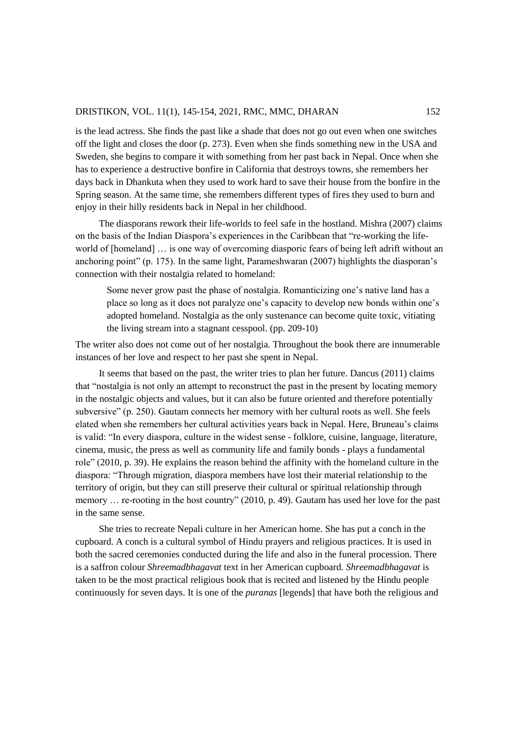is the lead actress. She finds the past like a shade that does not go out even when one switches off the light and closes the door (p. 273). Even when she finds something new in the USA and Sweden, she begins to compare it with something from her past back in Nepal. Once when she has to experience a destructive bonfire in California that destroys towns, she remembers her days back in Dhankuta when they used to work hard to save their house from the bonfire in the Spring season. At the same time, she remembers different types of fires they used to burn and enjoy in their hilly residents back in Nepal in her childhood.

The diasporans rework their life-worlds to feel safe in the hostland. Mishra (2007) claims on the basis of the Indian Diaspora's experiences in the Caribbean that "re-working the life-world of [homeland] … is one way of overcoming diasporic fears of being left adrift without an anchoring point" (p. 175). In the same light, Parameshwaran (2007) highlights the diasporan's connection with their nostalgia related to homeland:

> Some never grow past the phase of nostalgia. Romanticizing one's native land has a place so long as it does not paralyze one's capacity to develop new bonds within one's adopted homeland. Nostalgia as the only sustenance can become quite toxic, vitiating the living stream into a stagnant cesspool. (pp. 209-10)

The writer also does not come out of her nostalgia. Throughout the book there are innumerable instances of her love and respect to her past she spent in Nepal.

It seems that based on the past, the writer tries to plan her future. Dancus (2011) claims that "nostalgia is not only an attempt to reconstruct the past in the present by locating memory in the nostalgic objects and values, but it can also be future oriented and therefore potentially subversive" (p. 250). Gautam connects her memory with her cultural roots as well. She feels elated when she remembers her cultural activities years back in Nepal. Here, Bruneau's claims is valid: "In every diaspora, culture in the widest sense - folklore, cuisine, language, literature, cinema, music, the press as well as community life and family bonds - plays a fundamental role" (2010, p. 39). He explains the reason behind the affinity with the homeland culture in the diaspora: "Through migration, diaspora members have lost their material relationship to the territory of origin, but they can still preserve their cultural or spiritual relationship through memory … re-rooting in the host country" (2010, p. 49). Gautam has used her love for the past in the same sense.

She tries to recreate Nepali culture in her American home. She has put a conch in the cupboard. A conch is a cultural symbol of Hindu prayers and religious practices. It is used in both the sacred ceremonies conducted during the life and also in the funeral procession. There is a saffron colour *Shreemadbhagavat* text in her American cupboard. *Shreemadbhagavat* is taken to be the most practical religious book that is recited and listened by the Hindu people continuously for seven days. It is one of the *puranas* [legends] that have both the religious and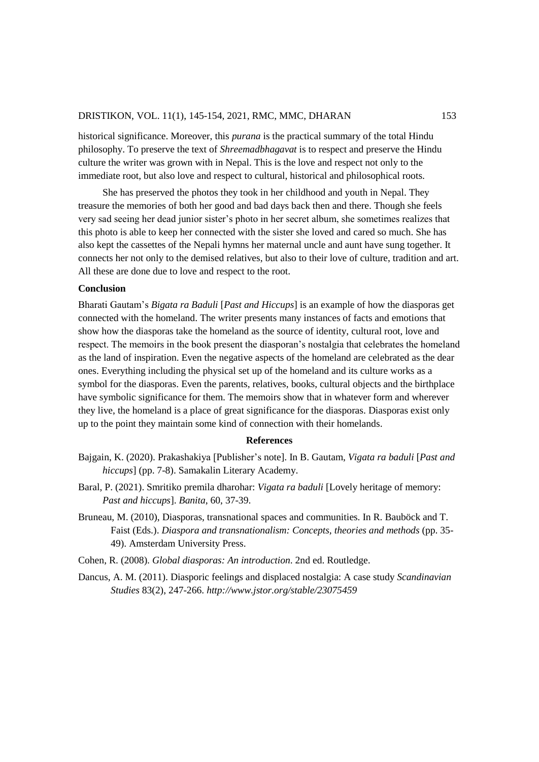historical significance. Moreover, this *purana* is the practical summary of the total Hindu philosophy. To preserve the text of *Shreemadbhagavat* is to respect and preserve the Hindu culture the writer was grown with in Nepal. This is the love and respect not only to the immediate root, but also love and respect to cultural, historical and philosophical roots.

She has preserved the photos they took in her childhood and youth in Nepal. They treasure the memories of both her good and bad days back then and there. Though she feels very sad seeing her dead junior sister's photo in her secret album, she sometimes realizes that this photo is able to keep her connected with the sister she loved and cared so much. She has also kept the cassettes of the Nepali hymns her maternal uncle and aunt have sung together. It connects her not only to the demised relatives, but also to their love of culture, tradition and art. All these are done due to love and respect to the root.

### Conclusion

Bharati Gautam's *Bigata ra Baduli* [*Past and Hiccups*] is an example of how the diasporas get connected with the homeland. The writer presents many instances of facts and emotions that show how the diasporas take the homeland as the source of identity, cultural root, love and respect. The memoirs in the book present the diasporan's nostalgia that celebrates the homeland as the land of inspiration. Even the negative aspects of the homeland are celebrated as the dear ones. Everything including the physical set up of the homeland and its culture works as a symbol for the diasporas. Even the parents, relatives, books, cultural objects and the birthplace have symbolic significance for them. The memoirs show that in whatever form and wherever they live, the homeland is a place of great significance for the diasporas. Diasporas exist only up to the point they maintain some kind of connection with their homelands.

## References

Bajgain, K. (2020). Prakashakiya [Publisher's note]. In B. Gautam, *Vigata ra baduli* [*Past and hiccups*] (pp. 7-8). Samakalin Literary Academy.

Baral, P. (2021). Smritiko premila dharohar: *Vigata ra baduli* [Lovely heritage of memory: *Past and hiccups*]. *Banita*, 60, 37-39.

Bruneau, M. (2010), Diasporas, transnational spaces and communities. In R. Bauböck and T. Faist (Eds.). *Diaspora and transnationalism: Concepts, theories and methods* (pp. 35-49). Amsterdam University Press.

Cohen, R. (2008). *Global diasporas: An introduction*. 2nd ed. Routledge.

Dancus, A. M. (2011). Diasporic feelings and displaced nostalgia: A case study *Scandinavian Studies* 83(2), 247-266. *http://www.jstor.org/stable/23075459*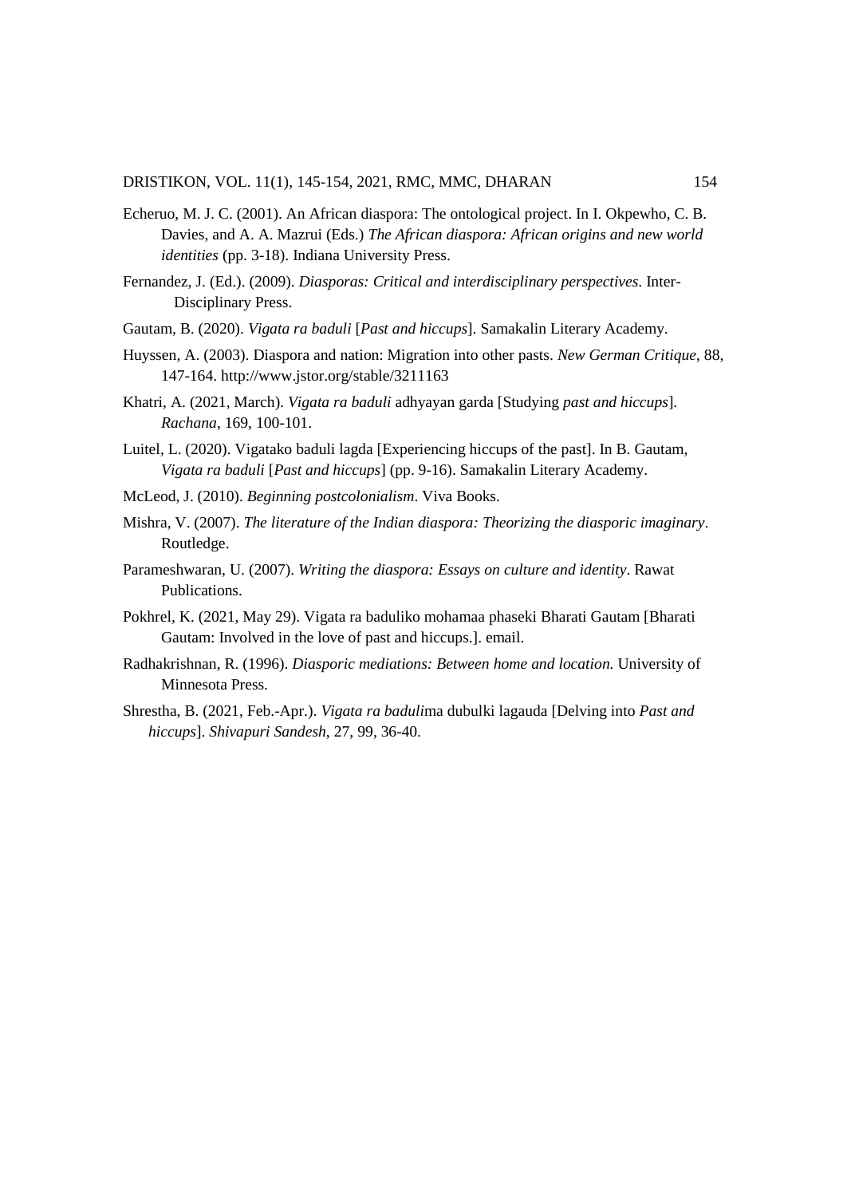Echeruo, M. J. C. (2001). An African diaspora: The ontological project. In I. Okpewho, C. B. Davies, and A. A. Mazrui (Eds.) *The African diaspora: African origins and new world identities* (pp. 3-18). Indiana University Press.

Fernandez, J. (Ed.). (2009). *Diasporas: Critical and interdisciplinary perspectives*. Inter-Disciplinary Press.

Gautam, B. (2020). *Vigata ra baduli* [*Past and hiccups*]. Samakalin Literary Academy.

Huyssen, A. (2003). Diaspora and nation: Migration into other pasts. *New German Critique*, 88, 147-164. http://www.jstor.org/stable/3211163

Khatri, A. (2021, March). *Vigata ra baduli* adhyayan garda [Studying *past and hiccups*]. *Rachana*, 169, 100-101.

Luitel, L. (2020). Vigatako baduli lagda [Experiencing hiccups of the past]. In B. Gautam, *Vigata ra baduli* [*Past and hiccups*] (pp. 9-16). Samakalin Literary Academy.

McLeod, J. (2010). *Beginning postcolonialism*. Viva Books.

Mishra, V. (2007). *The literature of the Indian diaspora: Theorizing the diasporic imaginary*. Routledge.

Parameshwaran, U. (2007). *Writing the diaspora: Essays on culture and identity*. Rawat Publications.

Pokhrel, K. (2021, May 29). Vigata ra baduliko mohamaa phaseki Bharati Gautam [Bharati Gautam: Involved in the love of past and hiccups.]. email.

Radhakrishnan, R. (1996). *Diasporic mediations: Between home and location.* University of Minnesota Press.

Shrestha, B. (2021, Feb.-Apr.). *Vigata ra baduli*ma dubulki lagauda [Delving into *Past and hiccups*]. *Shivapuri Sandesh*, 27, 99, 36-40.